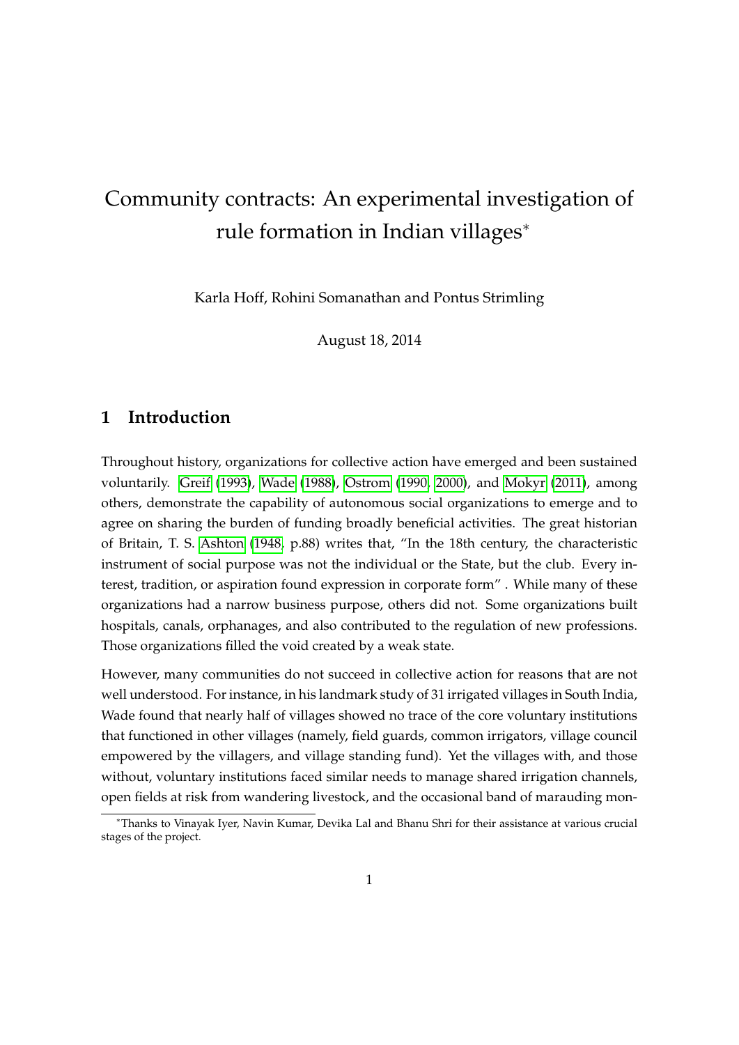# Community contracts: An experimental investigation of rule formation in Indian villages[*]

Karla Hoff, Rohini Somanathan and Pontus Strimling

August 18, 2014

## 1 Introduction

Throughout history, organizations for collective action have emerged and been sustained voluntarily. Greif (1993), Wade (1988), Ostrom (1990, 2000), and Mokyr (2011), among others, demonstrate the capability of autonomous social organizations to emerge and to agree on sharing the burden of funding broadly beneficial activities. The great historian of Britain, T. S. Ashton (1948, p.88) writes that, "In the 18th century, the characteristic instrument of social purpose was not the individual or the State, but the club. Every interest, tradition, or aspiration found expression in corporate form" . While many of these organizations had a narrow business purpose, others did not. Some organizations built hospitals, canals, orphanages, and also contributed to the regulation of new professions. Those organizations filled the void created by a weak state.

However, many communities do not succeed in collective action for reasons that are not well understood. For instance, in his landmark study of 31 irrigated villages in South India, Wade found that nearly half of villages showed no trace of the core voluntary institutions that functioned in other villages (namely, field guards, common irrigators, village council empowered by the villagers, and village standing fund). Yet the villages with, and those without, voluntary institutions faced similar needs to manage shared irrigation channels, open fields at risk from wandering livestock, and the occasional band of marauding mon-

[*]Thanks to Vinayak Iyer, Navin Kumar, Devika Lal and Bhanu Shri for their assistance at various crucial stages of the project.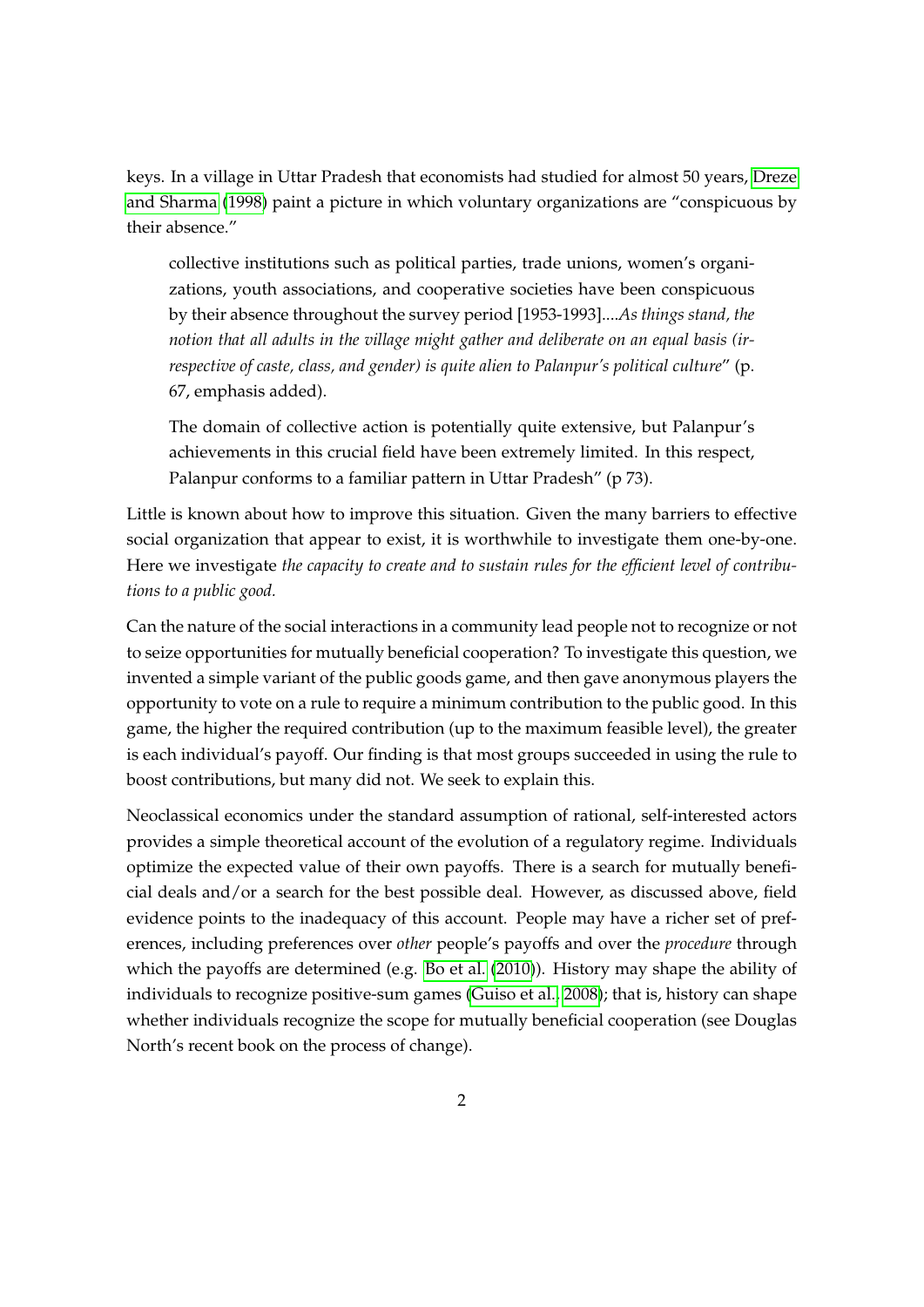keys. In a village in Uttar Pradesh that economists had studied for almost 50 years, Dreze and Sharma (1998) paint a picture in which voluntary organizations are "conspicuous by their absence."

> collective institutions such as political parties, trade unions, women's organizations, youth associations, and cooperative societies have been conspicuous by their absence throughout the survey period [1953-1993]....*As things stand, the notion that all adults in the village might gather and deliberate on an equal basis (irrespective of caste, class, and gender) is quite alien to Palanpur's political culture*" (p. 67, emphasis added).
>
> The domain of collective action is potentially quite extensive, but Palanpur's achievements in this crucial field have been extremely limited. In this respect, Palanpur conforms to a familiar pattern in Uttar Pradesh" (p 73).

Little is known about how to improve this situation. Given the many barriers to effective social organization that appear to exist, it is worthwhile to investigate them one-by-one. Here we investigate *the capacity to create and to sustain rules for the efficient level of contributions to a public good.*

Can the nature of the social interactions in a community lead people not to recognize or not to seize opportunities for mutually beneficial cooperation? To investigate this question, we invented a simple variant of the public goods game, and then gave anonymous players the opportunity to vote on a rule to require a minimum contribution to the public good. In this game, the higher the required contribution (up to the maximum feasible level), the greater is each individual's payoff. Our finding is that most groups succeeded in using the rule to boost contributions, but many did not. We seek to explain this.

Neoclassical economics under the standard assumption of rational, self-interested actors provides a simple theoretical account of the evolution of a regulatory regime. Individuals optimize the expected value of their own payoffs. There is a search for mutually beneficial deals and/or a search for the best possible deal. However, as discussed above, field evidence points to the inadequacy of this account. People may have a richer set of preferences, including preferences over *other* people's payoffs and over the *procedure* through which the payoffs are determined (e.g. Bo et al. (2010)). History may shape the ability of individuals to recognize positive-sum games (Guiso et al., 2008); that is, history can shape whether individuals recognize the scope for mutually beneficial cooperation (see Douglas North's recent book on the process of change).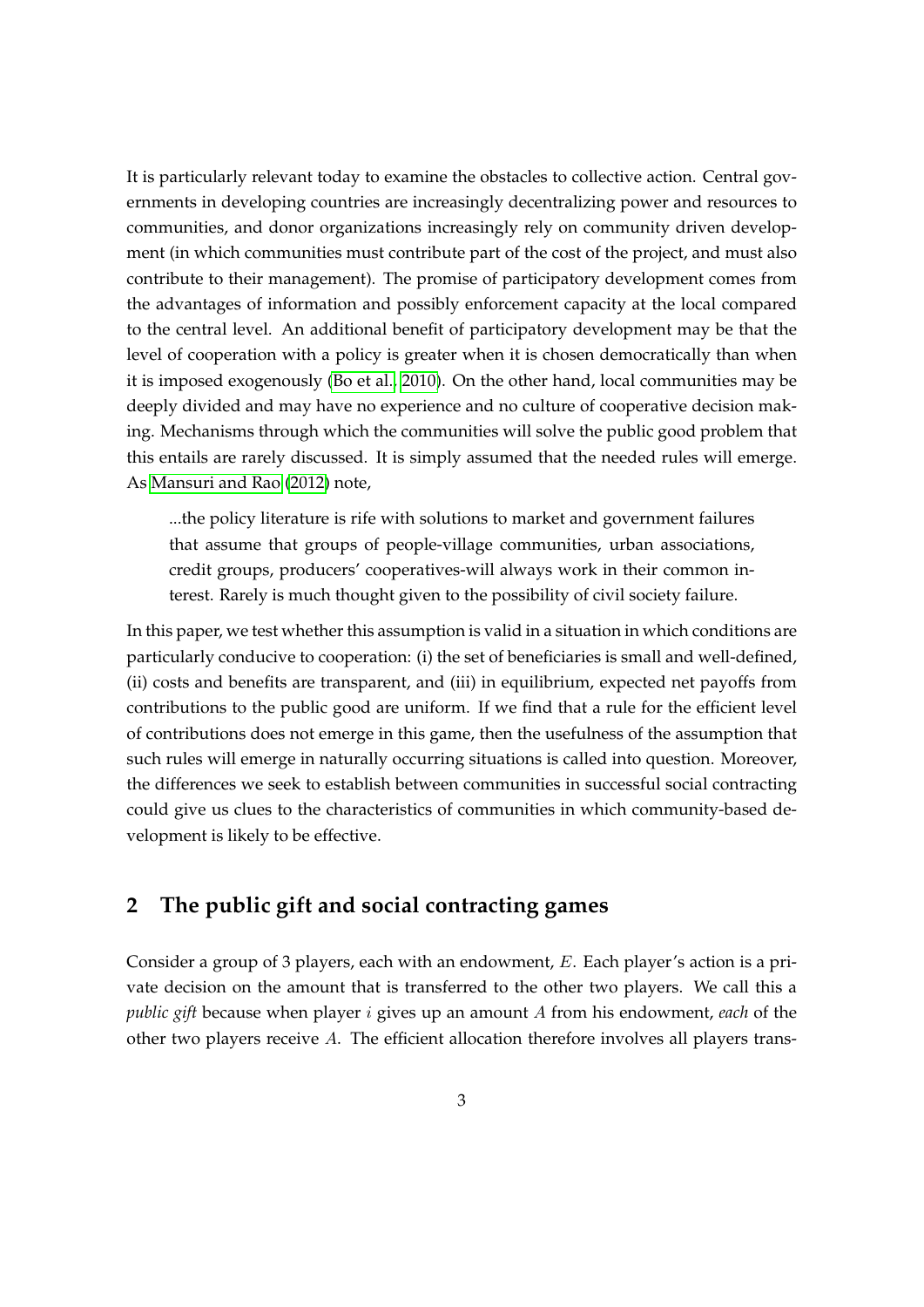It is particularly relevant today to examine the obstacles to collective action. Central governments in developing countries are increasingly decentralizing power and resources to communities, and donor organizations increasingly rely on community driven development (in which communities must contribute part of the cost of the project, and must also contribute to their management). The promise of participatory development comes from the advantages of information and possibly enforcement capacity at the local compared to the central level. An additional benefit of participatory development may be that the level of cooperation with a policy is greater when it is chosen democratically than when it is imposed exogenously (Bo et al., 2010). On the other hand, local communities may be deeply divided and may have no experience and no culture of cooperative decision making. Mechanisms through which the communities will solve the public good problem that this entails are rarely discussed. It is simply assumed that the needed rules will emerge. As Mansuri and Rao (2012) note,

> ...the policy literature is rife with solutions to market and government failures that assume that groups of people-village communities, urban associations, credit groups, producers' cooperatives-will always work in their common interest. Rarely is much thought given to the possibility of civil society failure.

In this paper, we test whether this assumption is valid in a situation in which conditions are particularly conducive to cooperation: (i) the set of beneficiaries is small and well-defined, (ii) costs and benefits are transparent, and (iii) in equilibrium, expected net payoffs from contributions to the public good are uniform. If we find that a rule for the efficient level of contributions does not emerge in this game, then the usefulness of the assumption that such rules will emerge in naturally occurring situations is called into question. Moreover, the differences we seek to establish between communities in successful social contracting could give us clues to the characteristics of communities in which community-based development is likely to be effective.

## 2 The public gift and social contracting games

Consider a group of 3 players, each with an endowment, $E$. Each player's action is a private decision on the amount that is transferred to the other two players. We call this a *public gift* because when player $i$ gives up an amount $A$ from his endowment, *each* of the other two players receive $A$. The efficient allocation therefore involves all players trans-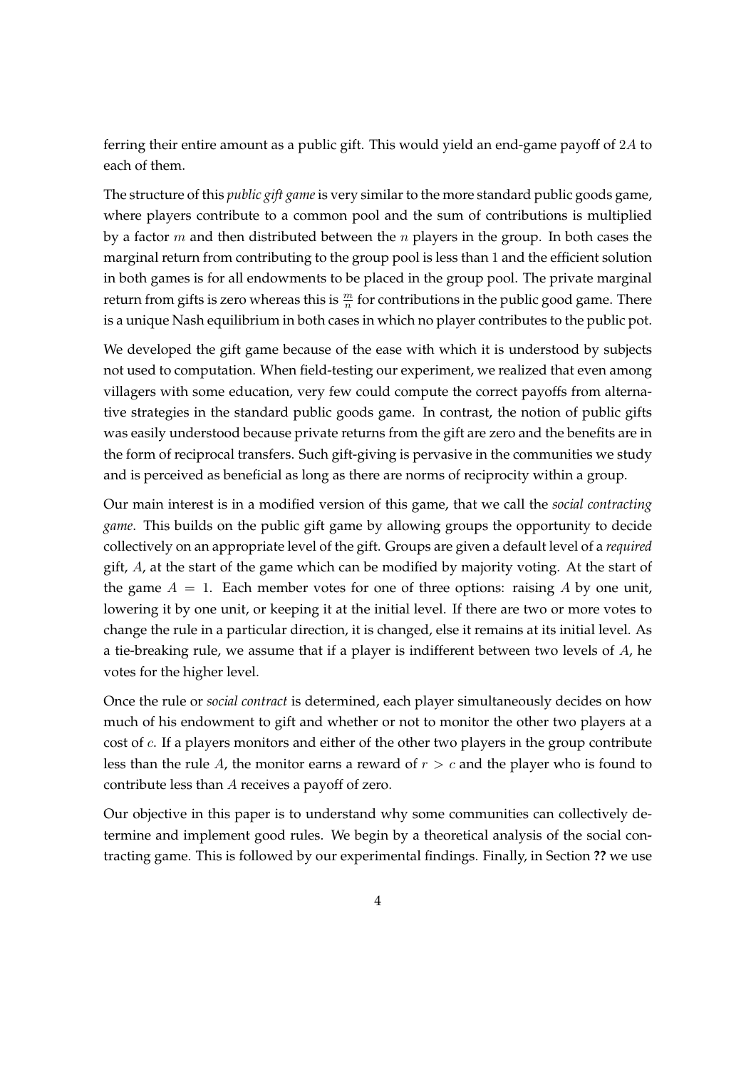ferring their entire amount as a public gift. This would yield an end-game payoff of $2A$ to each of them.

The structure of this *public gift game* is very similar to the more standard public goods game, where players contribute to a common pool and the sum of contributions is multiplied by a factor $m$ and then distributed between the $n$ players in the group. In both cases the marginal return from contributing to the group pool is less than 1 and the efficient solution in both games is for all endowments to be placed in the group pool. The private marginal return from gifts is zero whereas this is $\frac{m}{n}$ for contributions in the public good game. There is a unique Nash equilibrium in both cases in which no player contributes to the public pot.

We developed the gift game because of the ease with which it is understood by subjects not used to computation. When field-testing our experiment, we realized that even among villagers with some education, very few could compute the correct payoffs from alternative strategies in the standard public goods game. In contrast, the notion of public gifts was easily understood because private returns from the gift are zero and the benefits are in the form of reciprocal transfers. Such gift-giving is pervasive in the communities we study and is perceived as beneficial as long as there are norms of reciprocity within a group.

Our main interest is in a modified version of this game, that we call the *social contracting game*. This builds on the public gift game by allowing groups the opportunity to decide collectively on an appropriate level of the gift. Groups are given a default level of a *required* gift, $A$, at the start of the game which can be modified by majority voting. At the start of the game $A = 1$. Each member votes for one of three options: raising $A$ by one unit, lowering it by one unit, or keeping it at the initial level. If there are two or more votes to change the rule in a particular direction, it is changed, else it remains at its initial level. As a tie-breaking rule, we assume that if a player is indifferent between two levels of $A$, he votes for the higher level.

Once the rule or *social contract* is determined, each player simultaneously decides on how much of his endowment to gift and whether or not to monitor the other two players at a cost of $c$. If a players monitors and either of the other two players in the group contribute less than the rule $A$, the monitor earns a reward of $r > c$ and the player who is found to contribute less than $A$ receives a payoff of zero.

Our objective in this paper is to understand why some communities can collectively determine and implement good rules. We begin by a theoretical analysis of the social contracting game. This is followed by our experimental findings. Finally, in Section **??** we use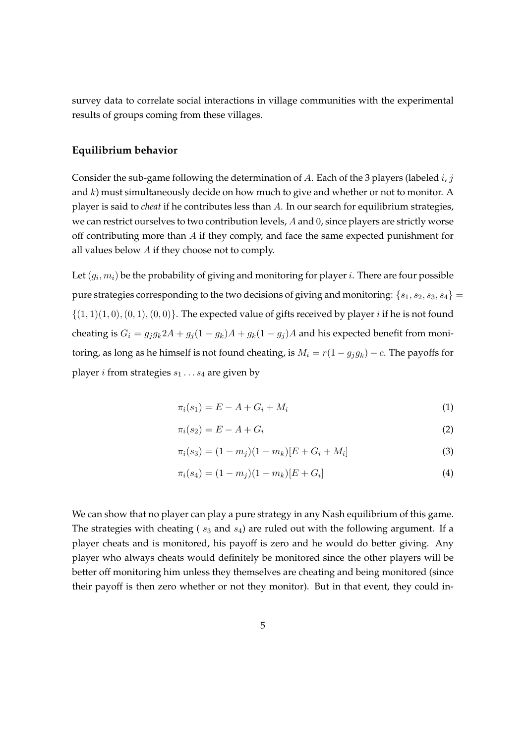survey data to correlate social interactions in village communities with the experimental results of groups coming from these villages.

### Equilibrium behavior

Consider the sub-game following the determination of $A$. Each of the 3 players (labeled $i$, $j$ and $k$) must simultaneously decide on how much to give and whether or not to monitor. A player is said to *cheat* if he contributes less than $A$. In our search for equilibrium strategies, we can restrict ourselves to two contribution levels, $A$ and $0$, since players are strictly worse off contributing more than $A$ if they comply, and face the same expected punishment for all values below $A$ if they choose not to comply.

Let $(g_i, m_i)$ be the probability of giving and monitoring for player $i$. There are four possible pure strategies corresponding to the two decisions of giving and monitoring: $\{s_1, s_2, s_3, s_4\} = \{(1,1)(1,0),(0,1),(0,0)\}$. The expected value of gifts received by player $i$ if he is not found cheating is $G_i = g_j g_k 2A + g_j(1-g_k)A + g_k(1-g_j)A$ and his expected benefit from monitoring, as long as he himself is not found cheating, is $M_i = r(1 - g_j g_k) - c$. The payoffs for player $i$ from strategies $s_1 \ldots s_4$ are given by

$$\pi_i(s_1) = E - A + G_i + M_i \tag{1}$$

$$\pi_i(s_2) = E - A + G_i \tag{2}$$

$$\pi_i(s_3) = (1-m_j)(1-m_k)[E + G_i + M_i] \tag{3}$$

$$\pi_i(s_4) = (1-m_j)(1-m_k)[E + G_i] \tag{4}$$

We can show that no player can play a pure strategy in any Nash equilibrium of this game. The strategies with cheating ( $s_3$ and $s_4$) are ruled out with the following argument. If a player cheats and is monitored, his payoff is zero and he would do better giving. Any player who always cheats would definitely be monitored since the other players will be better off monitoring him unless they themselves are cheating and being monitored (since their payoff is then zero whether or not they monitor). But in that event, they could in-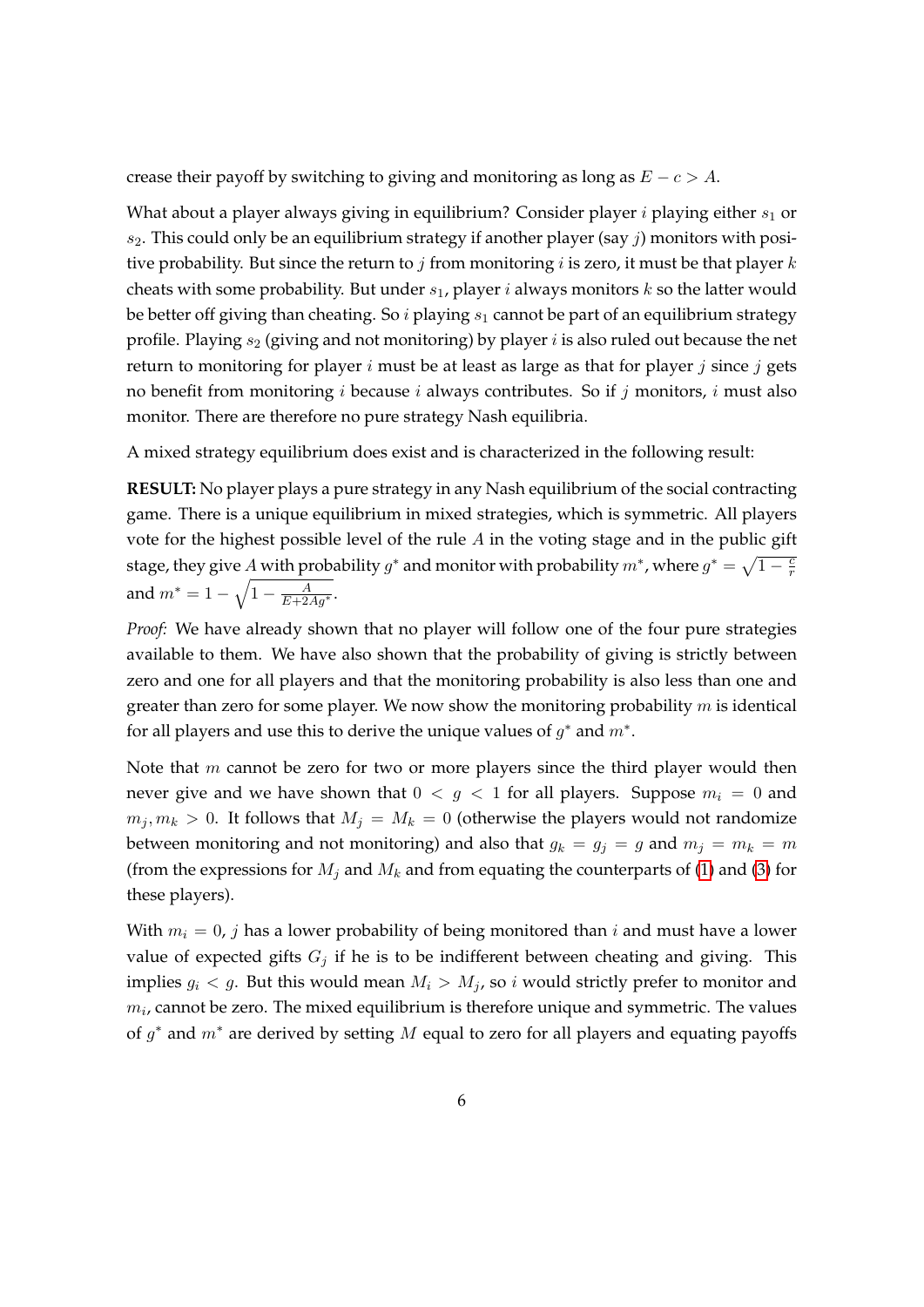crease their payoff by switching to giving and monitoring as long as $E - c > A$.

What about a player always giving in equilibrium? Consider player $i$ playing either $s_1$ or $s_2$. This could only be an equilibrium strategy if another player (say $j$) monitors with positive probability. But since the return to $j$ from monitoring $i$ is zero, it must be that player $k$ cheats with some probability. But under $s_1$, player $i$ always monitors $k$ so the latter would be better off giving than cheating. So $i$ playing $s_1$ cannot be part of an equilibrium strategy profile. Playing $s_2$ (giving and not monitoring) by player $i$ is also ruled out because the net return to monitoring for player $i$ must be at least as large as that for player $j$ since $j$ gets no benefit from monitoring $i$ because $i$ always contributes. So if $j$ monitors, $i$ must also monitor. There are therefore no pure strategy Nash equilibria.

A mixed strategy equilibrium does exist and is characterized in the following result:

**RESULT:** No player plays a pure strategy in any Nash equilibrium of the social contracting game. There is a unique equilibrium in mixed strategies, which is symmetric. All players vote for the highest possible level of the rule $A$ in the voting stage and in the public gift stage, they give $A$ with probability $g^*$ and monitor with probability $m^*$, where $g^* = \sqrt{1 - \frac{c}{r}}$ and $m^* = 1 - \sqrt{1 - \frac{A}{E + 2Ag^*}}$.

*Proof:* We have already shown that no player will follow one of the four pure strategies available to them. We have also shown that the probability of giving is strictly between zero and one for all players and that the monitoring probability is also less than one and greater than zero for some player. We now show the monitoring probability $m$ is identical for all players and use this to derive the unique values of $g^*$ and $m^*$.

Note that $m$ cannot be zero for two or more players since the third player would then never give and we have shown that $0 < g < 1$ for all players. Suppose $m_i = 0$ and $m_j, m_k > 0$. It follows that $M_j = M_k = 0$ (otherwise the players would not randomize between monitoring and not monitoring) and also that $g_k = g_j = g$ and $m_j = m_k = m$ (from the expressions for $M_j$ and $M_k$ and from equating the counterparts of (1) and (3) for these players).

With $m_i = 0$, $j$ has a lower probability of being monitored than $i$ and must have a lower value of expected gifts $G_j$ if he is to be indifferent between cheating and giving. This implies $g_i < g$. But this would mean $M_i > M_j$, so $i$ would strictly prefer to monitor and $m_i$, cannot be zero. The mixed equilibrium is therefore unique and symmetric. The values of $g^*$ and $m^*$ are derived by setting $M$ equal to zero for all players and equating payoffs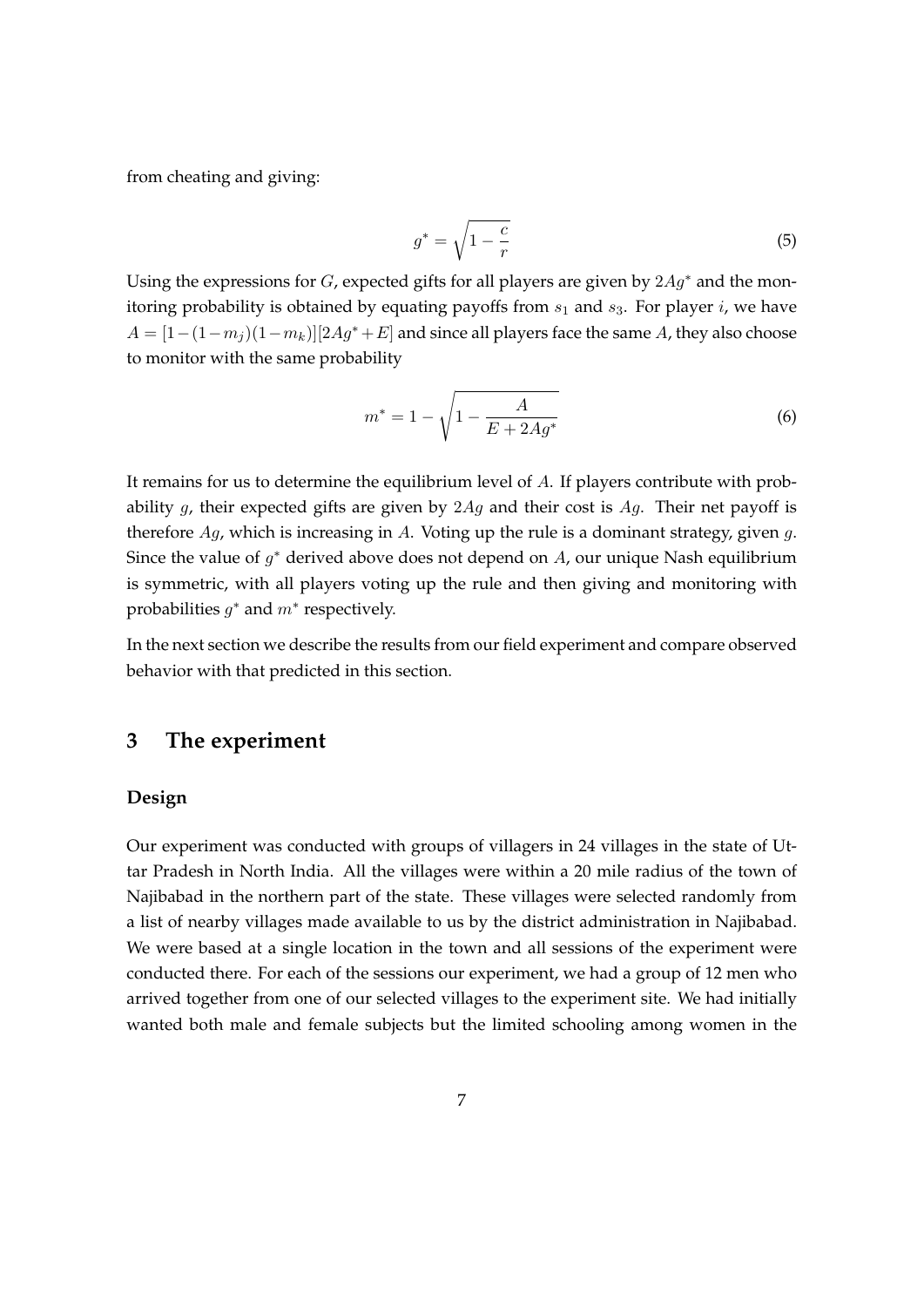from cheating and giving:

$$g^* = \sqrt{1 - \frac{c}{r}} \tag{5}$$

Using the expressions for $G$, expected gifts for all players are given by $2Ag^*$ and the monitoring probability is obtained by equating payoffs from $s_1$ and $s_3$. For player $i$, we have $A = [1-(1-m_j)(1-m_k)][2Ag^*+E]$ and since all players face the same $A$, they also choose to monitor with the same probability

$$m^* = 1 - \sqrt{1 - \frac{A}{E + 2Ag^*}} \tag{6}$$

It remains for us to determine the equilibrium level of $A$. If players contribute with probability $g$, their expected gifts are given by $2Ag$ and their cost is $Ag$. Their net payoff is therefore $Ag$, which is increasing in $A$. Voting up the rule is a dominant strategy, given $g$. Since the value of $g^*$ derived above does not depend on $A$, our unique Nash equilibrium is symmetric, with all players voting up the rule and then giving and monitoring with probabilities $g^*$ and $m^*$ respectively.

In the next section we describe the results from our field experiment and compare observed behavior with that predicted in this section.

## 3 The experiment

### Design

Our experiment was conducted with groups of villagers in 24 villages in the state of Uttar Pradesh in North India. All the villages were within a 20 mile radius of the town of Najibabad in the northern part of the state. These villages were selected randomly from a list of nearby villages made available to us by the district administration in Najibabad. We were based at a single location in the town and all sessions of the experiment were conducted there. For each of the sessions our experiment, we had a group of 12 men who arrived together from one of our selected villages to the experiment site. We had initially wanted both male and female subjects but the limited schooling among women in the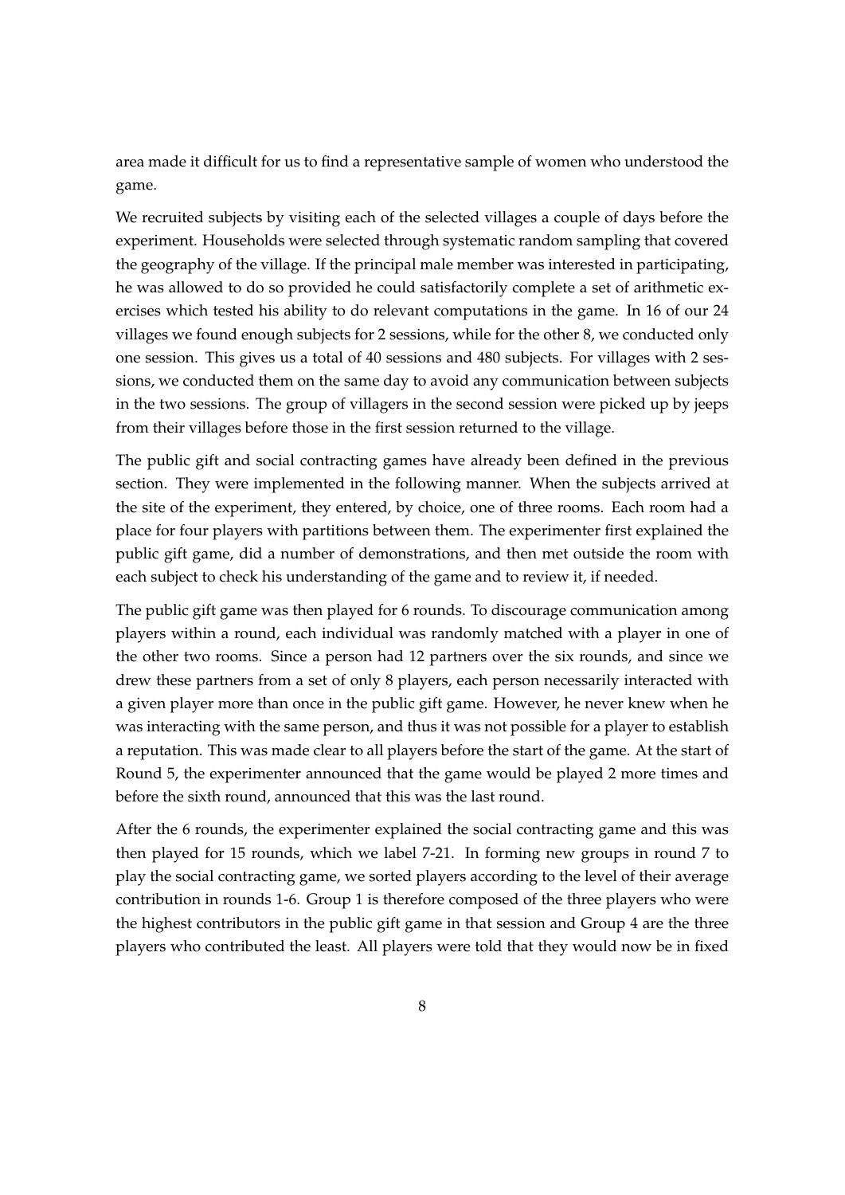area made it difficult for us to find a representative sample of women who understood the game.

We recruited subjects by visiting each of the selected villages a couple of days before the experiment. Households were selected through systematic random sampling that covered the geography of the village. If the principal male member was interested in participating, he was allowed to do so provided he could satisfactorily complete a set of arithmetic exercises which tested his ability to do relevant computations in the game. In 16 of our 24 villages we found enough subjects for 2 sessions, while for the other 8, we conducted only one session. This gives us a total of 40 sessions and 480 subjects. For villages with 2 sessions, we conducted them on the same day to avoid any communication between subjects in the two sessions. The group of villagers in the second session were picked up by jeeps from their villages before those in the first session returned to the village.

The public gift and social contracting games have already been defined in the previous section. They were implemented in the following manner. When the subjects arrived at the site of the experiment, they entered, by choice, one of three rooms. Each room had a place for four players with partitions between them. The experimenter first explained the public gift game, did a number of demonstrations, and then met outside the room with each subject to check his understanding of the game and to review it, if needed.

The public gift game was then played for 6 rounds. To discourage communication among players within a round, each individual was randomly matched with a player in one of the other two rooms. Since a person had 12 partners over the six rounds, and since we drew these partners from a set of only 8 players, each person necessarily interacted with a given player more than once in the public gift game. However, he never knew when he was interacting with the same person, and thus it was not possible for a player to establish a reputation. This was made clear to all players before the start of the game. At the start of Round 5, the experimenter announced that the game would be played 2 more times and before the sixth round, announced that this was the last round.

After the 6 rounds, the experimenter explained the social contracting game and this was then played for 15 rounds, which we label 7-21. In forming new groups in round 7 to play the social contracting game, we sorted players according to the level of their average contribution in rounds 1-6. Group 1 is therefore composed of the three players who were the highest contributors in the public gift game in that session and Group 4 are the three players who contributed the least. All players were told that they would now be in fixed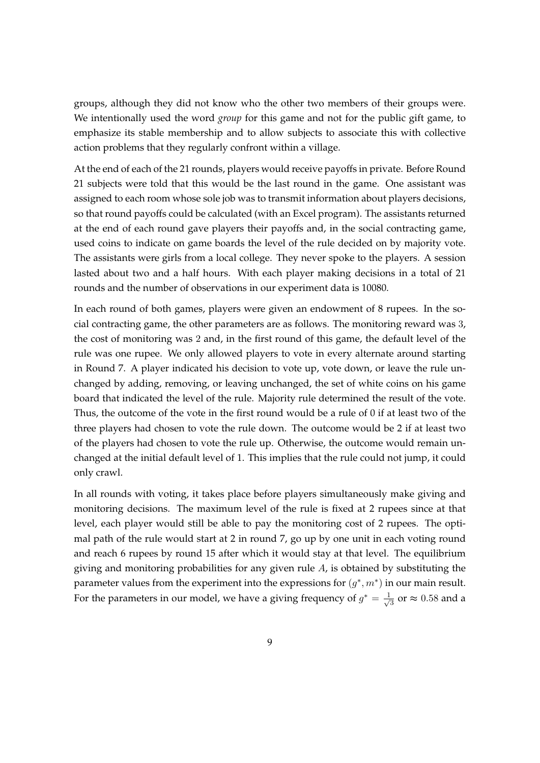groups, although they did not know who the other two members of their groups were. We intentionally used the word *group* for this game and not for the public gift game, to emphasize its stable membership and to allow subjects to associate this with collective action problems that they regularly confront within a village.

At the end of each of the 21 rounds, players would receive payoffs in private. Before Round 21 subjects were told that this would be the last round in the game. One assistant was assigned to each room whose sole job was to transmit information about players decisions, so that round payoffs could be calculated (with an Excel program). The assistants returned at the end of each round gave players their payoffs and, in the social contracting game, used coins to indicate on game boards the level of the rule decided on by majority vote. The assistants were girls from a local college. They never spoke to the players. A session lasted about two and a half hours. With each player making decisions in a total of 21 rounds and the number of observations in our experiment data is 10080.

In each round of both games, players were given an endowment of 8 rupees. In the social contracting game, the other parameters are as follows. The monitoring reward was 3, the cost of monitoring was 2 and, in the first round of this game, the default level of the rule was one rupee. We only allowed players to vote in every alternate around starting in Round 7. A player indicated his decision to vote up, vote down, or leave the rule unchanged by adding, removing, or leaving unchanged, the set of white coins on his game board that indicated the level of the rule. Majority rule determined the result of the vote. Thus, the outcome of the vote in the first round would be a rule of 0 if at least two of the three players had chosen to vote the rule down. The outcome would be 2 if at least two of the players had chosen to vote the rule up. Otherwise, the outcome would remain unchanged at the initial default level of 1. This implies that the rule could not jump, it could only crawl.

In all rounds with voting, it takes place before players simultaneously make giving and monitoring decisions. The maximum level of the rule is fixed at 2 rupees since at that level, each player would still be able to pay the monitoring cost of 2 rupees. The optimal path of the rule would start at 2 in round 7, go up by one unit in each voting round and reach 6 rupees by round 15 after which it would stay at that level. The equilibrium giving and monitoring probabilities for any given rule $A$, is obtained by substituting the parameter values from the experiment into the expressions for $(g^*, m^*)$ in our main result. For the parameters in our model, we have a giving frequency of $g^* = \frac{1}{\sqrt{3}}$ or $\approx 0.58$ and a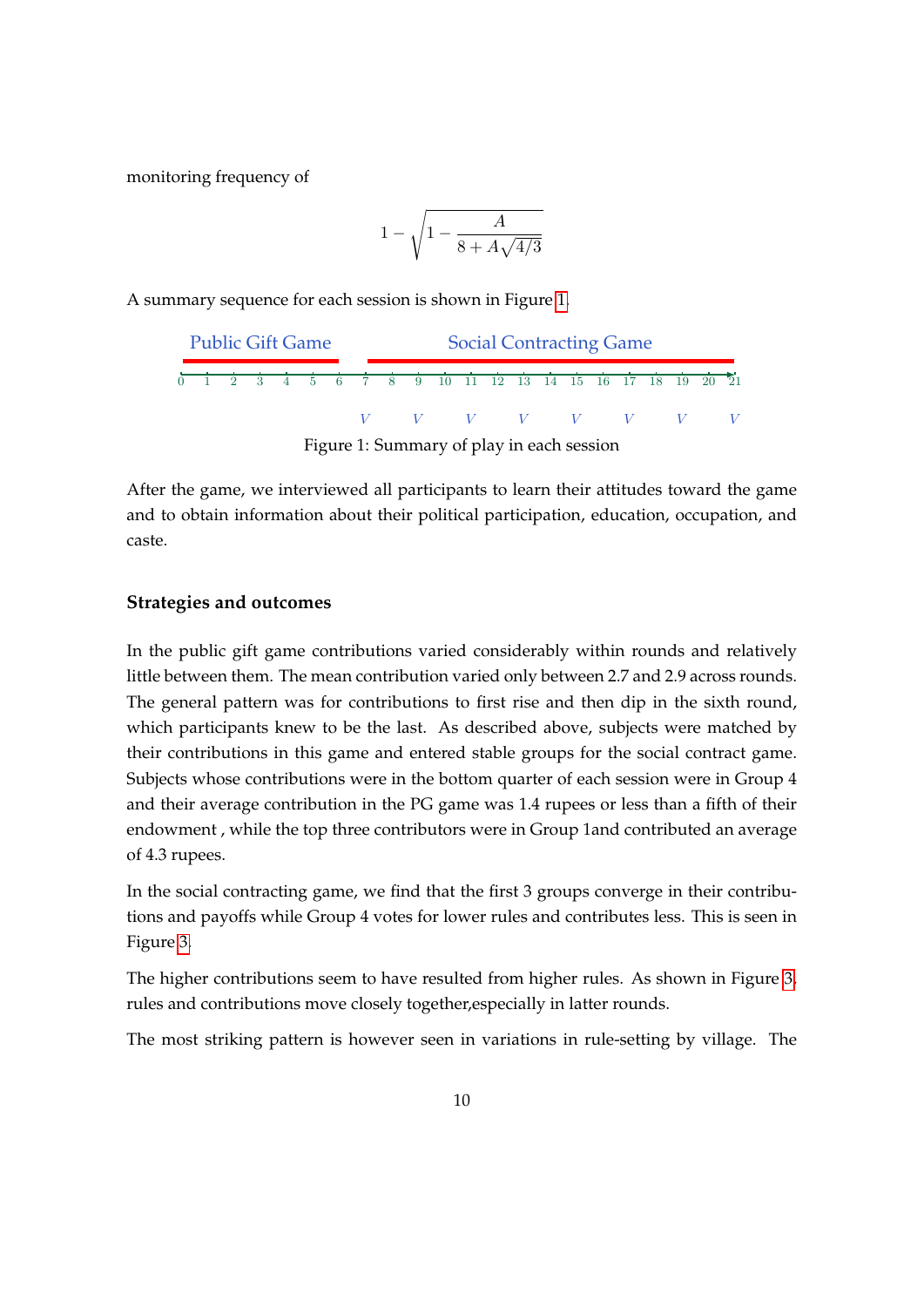monitoring frequency of

$$1 - \sqrt{1 - \frac{A}{8 + A\sqrt{4/3}}}$$

A summary sequence for each session is shown in Figure 1.

Public Gift Game

Social Contracting Game

0 1 2 3 4 5 6 7 8 9 10 11 12 13 14 15 16 17 18 19 20 21

V V V V V V V V

Figure 1: Summary of play in each session

After the game, we interviewed all participants to learn their attitudes toward the game and to obtain information about their political participation, education, occupation, and caste.

### Strategies and outcomes

In the public gift game contributions varied considerably within rounds and relatively little between them. The mean contribution varied only between 2.7 and 2.9 across rounds. The general pattern was for contributions to first rise and then dip in the sixth round, which participants knew to be the last. As described above, subjects were matched by their contributions in this game and entered stable groups for the social contract game. Subjects whose contributions were in the bottom quarter of each session were in Group 4 and their average contribution in the PG game was 1.4 rupees or less than a fifth of their endowment , while the top three contributors were in Group 1and contributed an average of 4.3 rupees.

In the social contracting game, we find that the first 3 groups converge in their contributions and payoffs while Group 4 votes for lower rules and contributes less. This is seen in Figure 3.

The higher contributions seem to have resulted from higher rules. As shown in Figure 3, rules and contributions move closely together,especially in latter rounds.

The most striking pattern is however seen in variations in rule-setting by village. The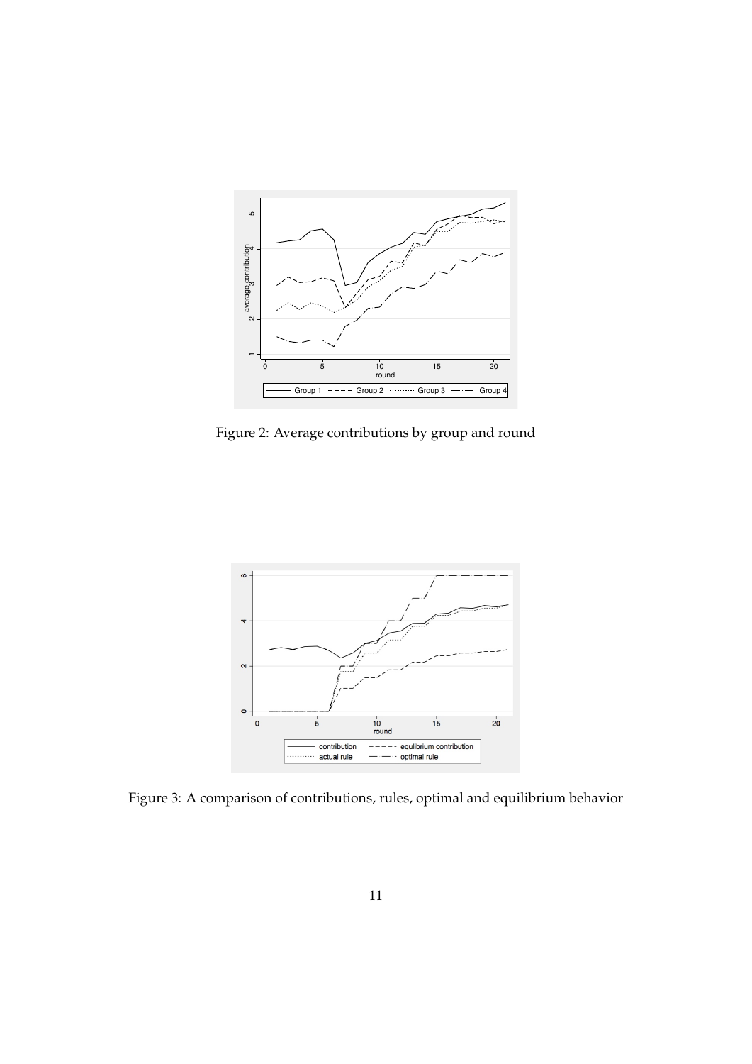Figure 2: Average contributions by group and round

Figure 3: A comparison of contributions, rules, optimal and equilibrium behavior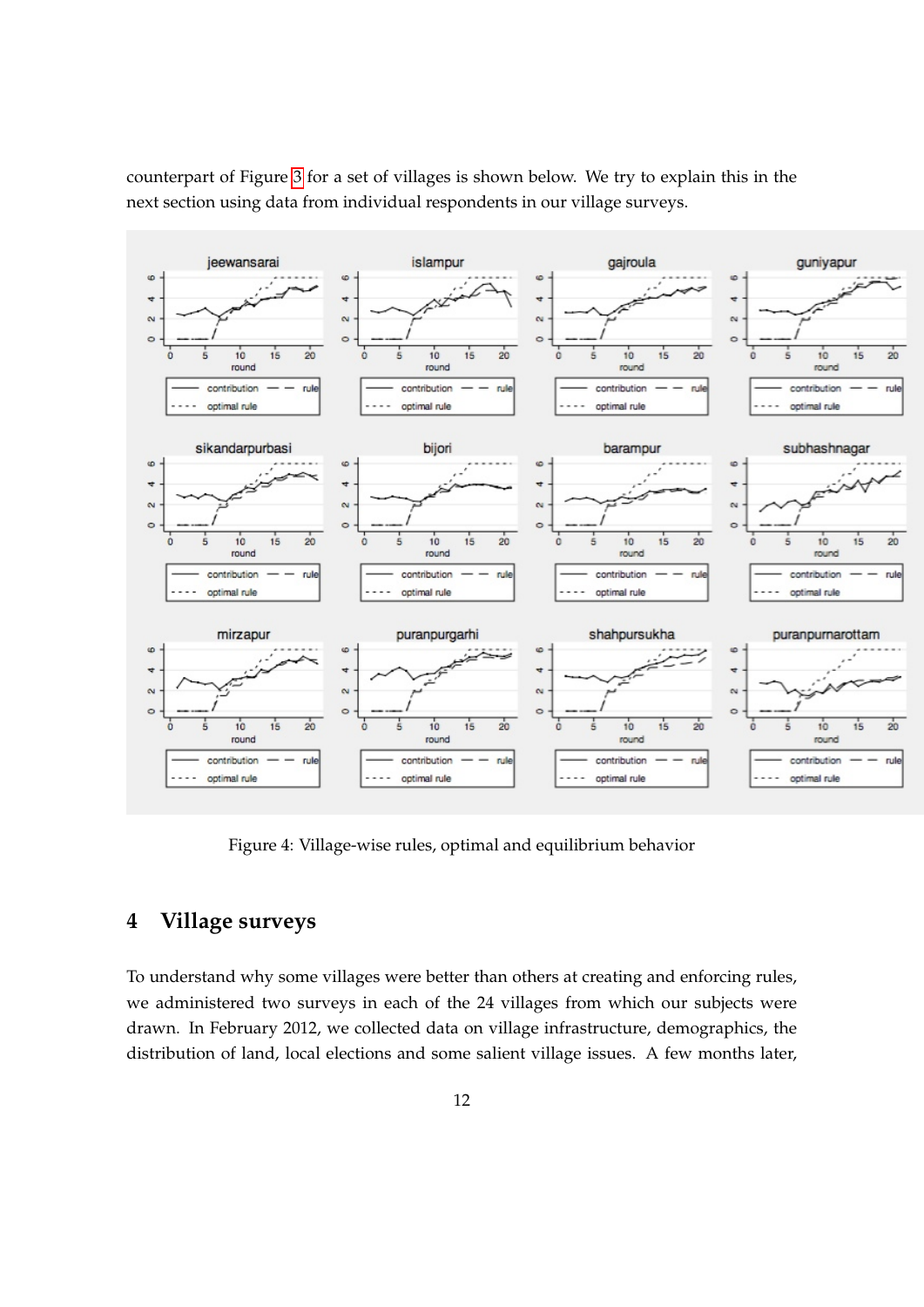counterpart of Figure 3 for a set of villages is shown below. We try to explain this in the next section using data from individual respondents in our village surveys.

jeewansarai

islampur

gajroula

guniyapur

sikandarpurbasi

bijori

barampur

subhashnagar

mirzapur

puranpurgarhi

shahpursukha

puranpurnarottam

0 2 4 6

0 5 10 15 20

round

contribution — — rule

- - - - optimal rule

Figure 4: Village-wise rules, optimal and equilibrium behavior

## 4 Village surveys

To understand why some villages were better than others at creating and enforcing rules, we administered two surveys in each of the 24 villages from which our subjects were drawn. In February 2012, we collected data on village infrastructure, demographics, the distribution of land, local elections and some salient village issues. A few months later,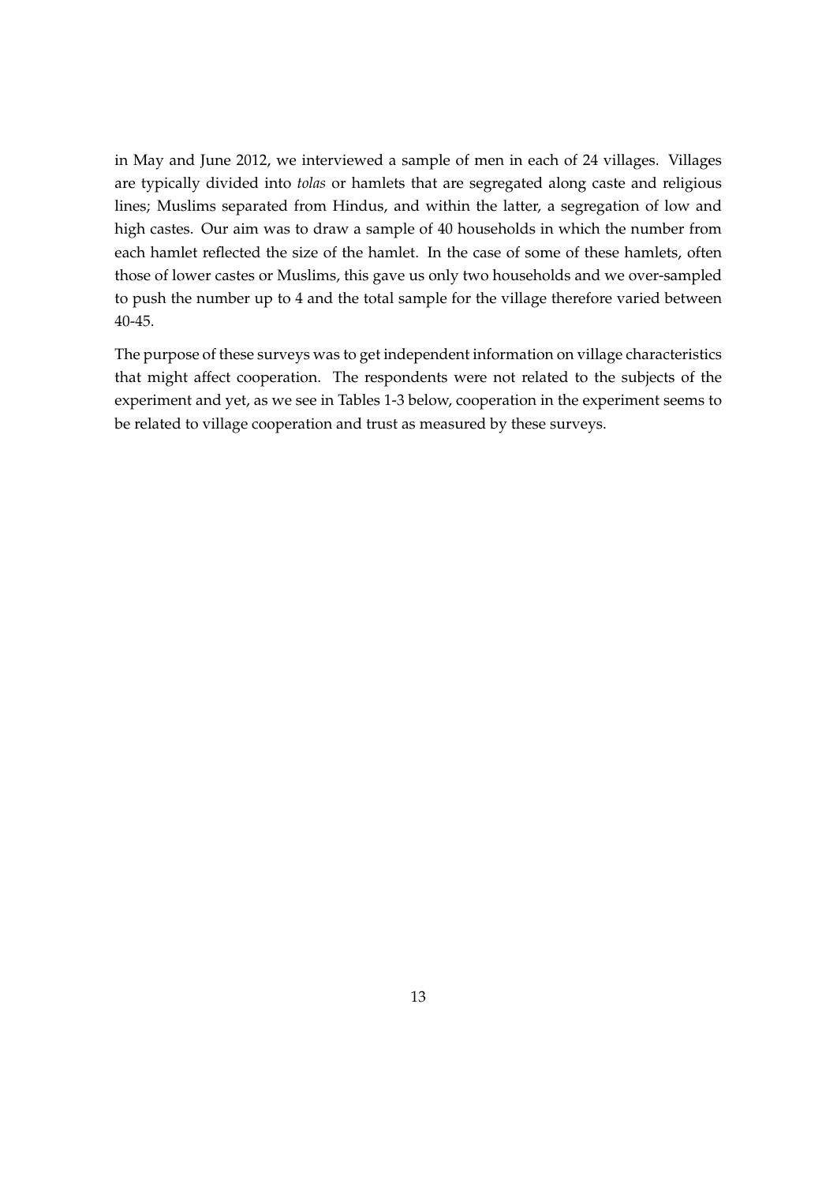in May and June 2012, we interviewed a sample of men in each of 24 villages. Villages are typically divided into *tolas* or hamlets that are segregated along caste and religious lines; Muslims separated from Hindus, and within the latter, a segregation of low and high castes. Our aim was to draw a sample of 40 households in which the number from each hamlet reflected the size of the hamlet. In the case of some of these hamlets, often those of lower castes or Muslims, this gave us only two households and we over-sampled to push the number up to 4 and the total sample for the village therefore varied between 40-45.

The purpose of these surveys was to get independent information on village characteristics that might affect cooperation. The respondents were not related to the subjects of the experiment and yet, as we see in Tables 1-3 below, cooperation in the experiment seems to be related to village cooperation and trust as measured by these surveys.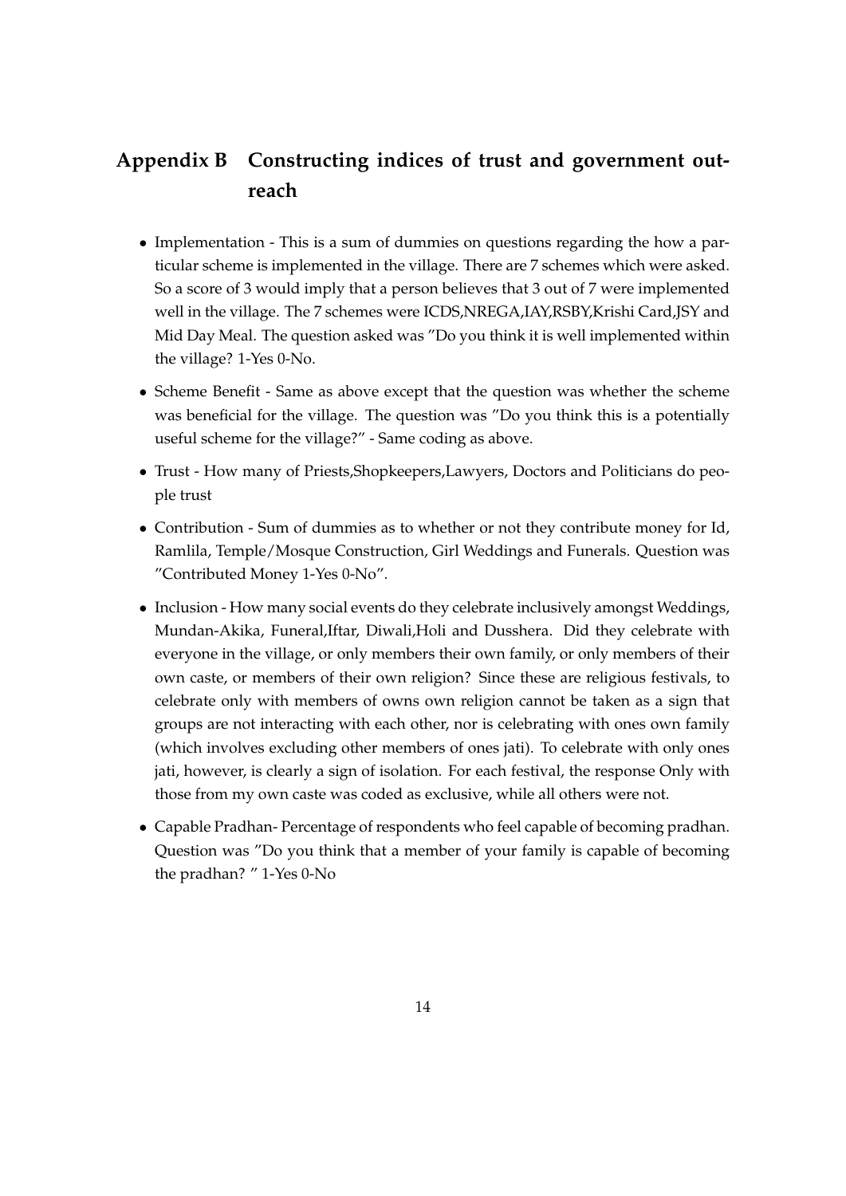## Appendix B Constructing indices of trust and government outreach

- Implementation - This is a sum of dummies on questions regarding the how a particular scheme is implemented in the village. There are 7 schemes which were asked. So a score of 3 would imply that a person believes that 3 out of 7 were implemented well in the village. The 7 schemes were ICDS,NREGA,IAY,RSBY,Krishi Card,JSY and Mid Day Meal. The question asked was "Do you think it is well implemented within the village? 1-Yes 0-No.
- Scheme Benefit - Same as above except that the question was whether the scheme was beneficial for the village. The question was "Do you think this is a potentially useful scheme for the village?" - Same coding as above.
- Trust - How many of Priests,Shopkeepers,Lawyers, Doctors and Politicians do people trust
- Contribution - Sum of dummies as to whether or not they contribute money for Id, Ramlila, Temple/Mosque Construction, Girl Weddings and Funerals. Question was "Contributed Money 1-Yes 0-No".
- Inclusion - How many social events do they celebrate inclusively amongst Weddings, Mundan-Akika, Funeral,Iftar, Diwali,Holi and Dusshera. Did they celebrate with everyone in the village, or only members their own family, or only members of their own caste, or members of their own religion? Since these are religious festivals, to celebrate only with members of owns own religion cannot be taken as a sign that groups are not interacting with each other, nor is celebrating with ones own family (which involves excluding other members of ones jati). To celebrate with only ones jati, however, is clearly a sign of isolation. For each festival, the response Only with those from my own caste was coded as exclusive, while all others were not.
- Capable Pradhan- Percentage of respondents who feel capable of becoming pradhan. Question was "Do you think that a member of your family is capable of becoming the pradhan? " 1-Yes 0-No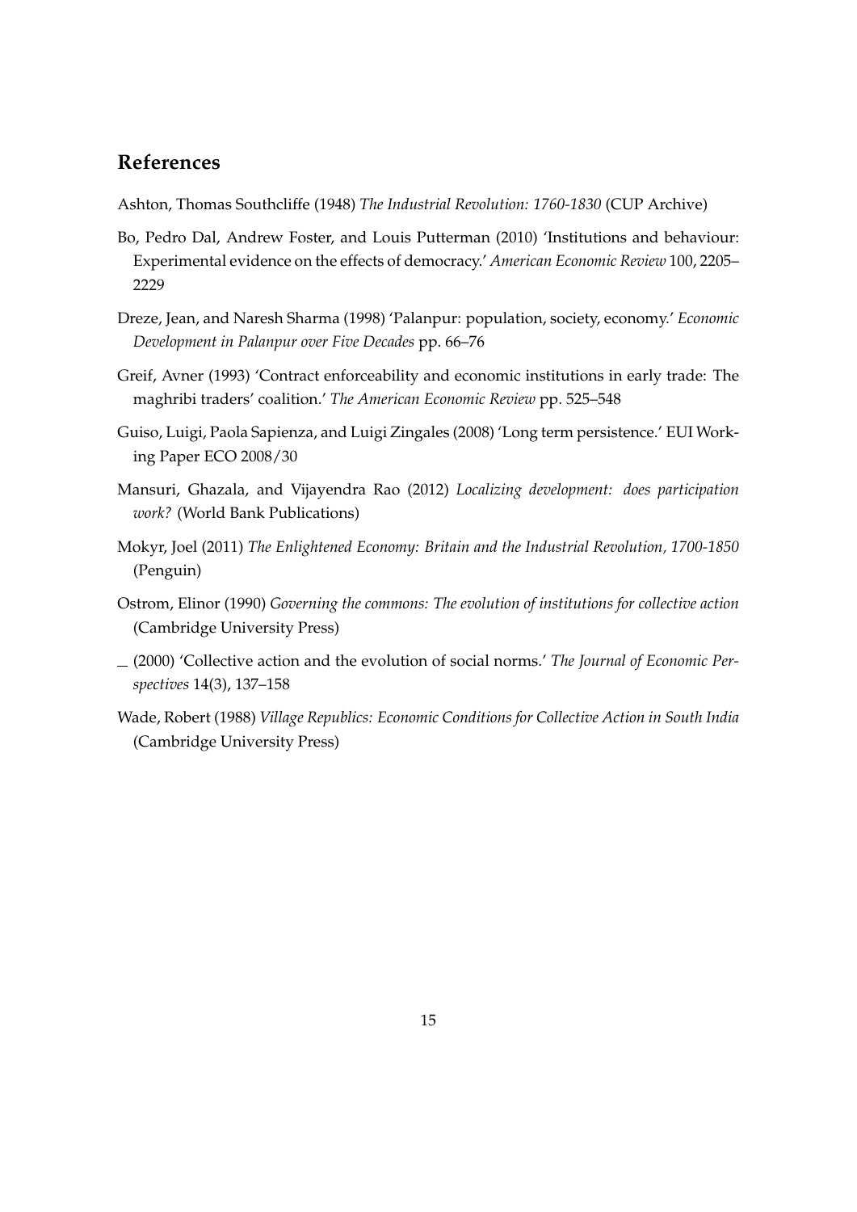## References

Ashton, Thomas Southcliffe (1948) *The Industrial Revolution: 1760-1830* (CUP Archive)

Bo, Pedro Dal, Andrew Foster, and Louis Putterman (2010) 'Institutions and behaviour: Experimental evidence on the effects of democracy.' *American Economic Review* 100, 2205–2229

Dreze, Jean, and Naresh Sharma (1998) 'Palanpur: population, society, economy.' *Economic Development in Palanpur over Five Decades* pp. 66–76

Greif, Avner (1993) 'Contract enforceability and economic institutions in early trade: The maghribi traders' coalition.' *The American Economic Review* pp. 525–548

Guiso, Luigi, Paola Sapienza, and Luigi Zingales (2008) 'Long term persistence.' EUI Working Paper ECO 2008/30

Mansuri, Ghazala, and Vijayendra Rao (2012) *Localizing development: does participation work?* (World Bank Publications)

Mokyr, Joel (2011) *The Enlightened Economy: Britain and the Industrial Revolution, 1700-1850* (Penguin)

Ostrom, Elinor (1990) *Governing the commons: The evolution of institutions for collective action* (Cambridge University Press)

— (2000) 'Collective action and the evolution of social norms.' *The Journal of Economic Perspectives* 14(3), 137–158

Wade, Robert (1988) *Village Republics: Economic Conditions for Collective Action in South India* (Cambridge University Press)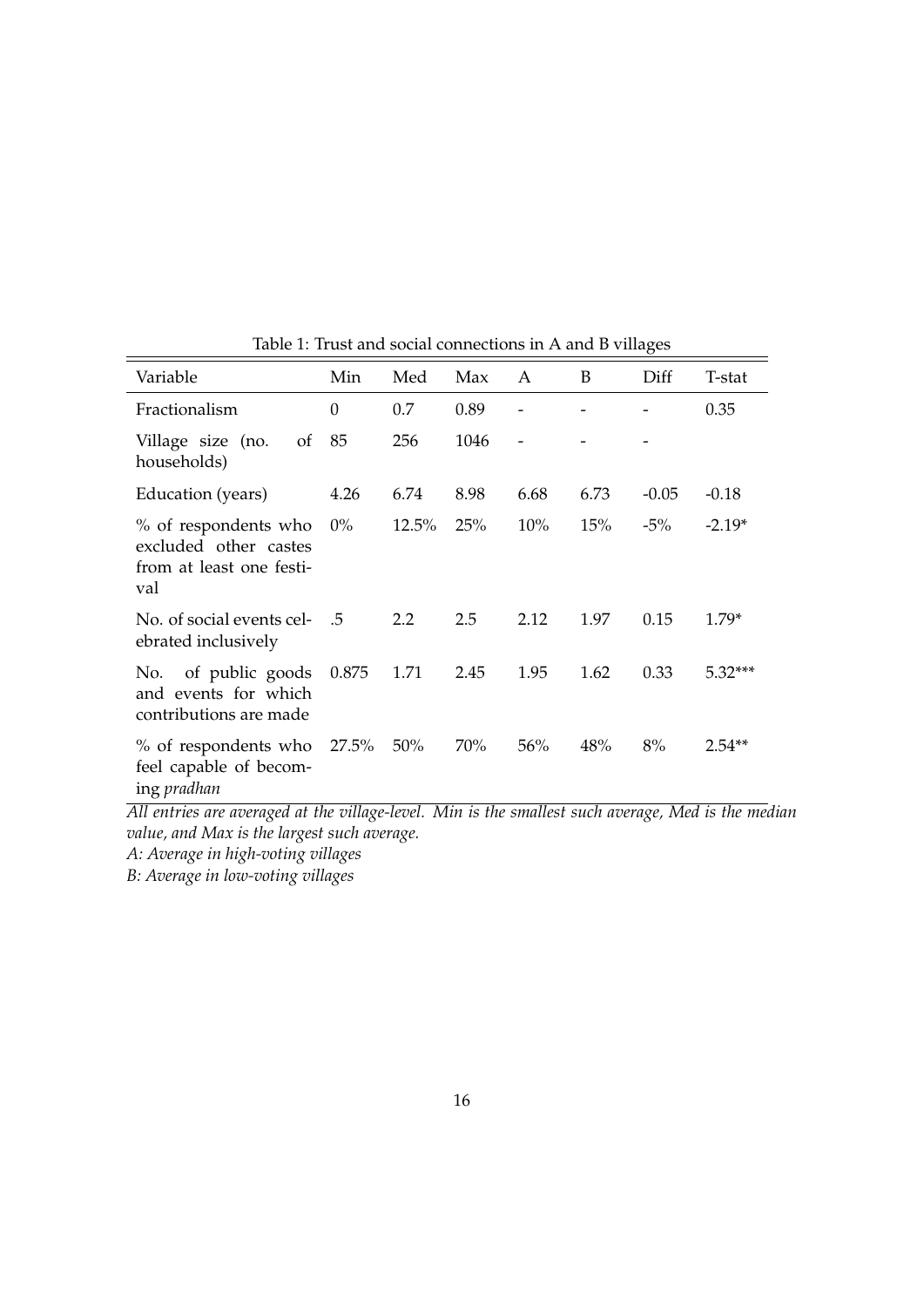Table 1: Trust and social connections in A and B villages

| Variable | Min | Med | Max | A | B | Diff | T-stat |
|---|---|---|---|---|---|---|---|
| Fractionalism | 0 | 0.7 | 0.89 | - | - | - | 0.35 |
| Village size (no. of households) | 85 | 256 | 1046 | - | - | - | |
| Education (years) | 4.26 | 6.74 | 8.98 | 6.68 | 6.73 | -0.05 | -0.18 |
| % of respondents who excluded other castes from at least one festival | 0% | 12.5% | 25% | 10% | 15% | -5% | -2.19* |
| No. of social events celebrated inclusively | .5 | 2.2 | 2.5 | 2.12 | 1.97 | 0.15 | 1.79* |
| No. of public goods and events for which contributions are made | 0.875 | 1.71 | 2.45 | 1.95 | 1.62 | 0.33 | 5.32*** |
| % of respondents who feel capable of becoming *pradhan* | 27.5% | 50% | 70% | 56% | 48% | 8% | 2.54** |

*All entries are averaged at the village-level. Min is the smallest such average, Med is the median value, and Max is the largest such average.*

*A: Average in high-voting villages*

*B: Average in low-voting villages*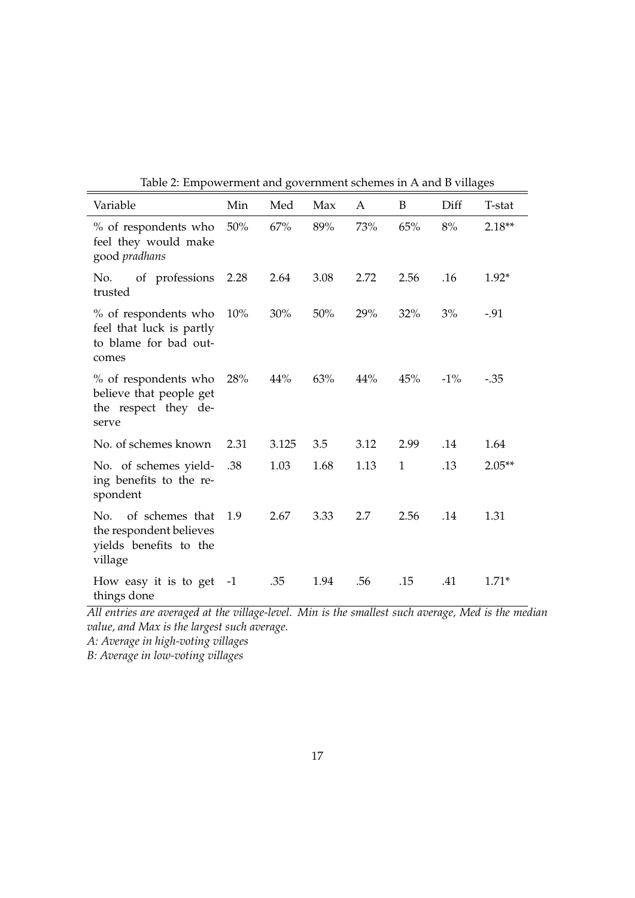Table 2: Empowerment and government schemes in A and B villages

| Variable | Min | Med | Max | A | B | Diff | T-stat |
|---|---|---|---|---|---|---|---|
| % of respondents who feel they would make good *pradhans* | 50% | 67% | 89% | 73% | 65% | 8% | 2.18** |
| No. of professions trusted | 2.28 | 2.64 | 3.08 | 2.72 | 2.56 | .16 | 1.92* |
| % of respondents who feel that luck is partly to blame for bad outcomes | 10% | 30% | 50% | 29% | 32% | 3% | -.91 |
| % of respondents who believe that people get the respect they deserve | 28% | 44% | 63% | 44% | 45% | -1% | -.35 |
| No. of schemes known | 2.31 | 3.125 | 3.5 | 3.12 | 2.99 | .14 | 1.64 |
| No. of schemes yielding benefits to the respondent | .38 | 1.03 | 1.68 | 1.13 | 1 | .13 | 2.05** |
| No. of schemes that the respondent believes yields benefits to the village | 1.9 | 2.67 | 3.33 | 2.7 | 2.56 | .14 | 1.31 |
| How easy it is to get things done | -1 | .35 | 1.94 | .56 | .15 | .41 | 1.71* |

*All entries are averaged at the village-level. Min is the smallest such average, Med is the median value, and Max is the largest such average.*

*A: Average in high-voting villages*

*B: Average in low-voting villages*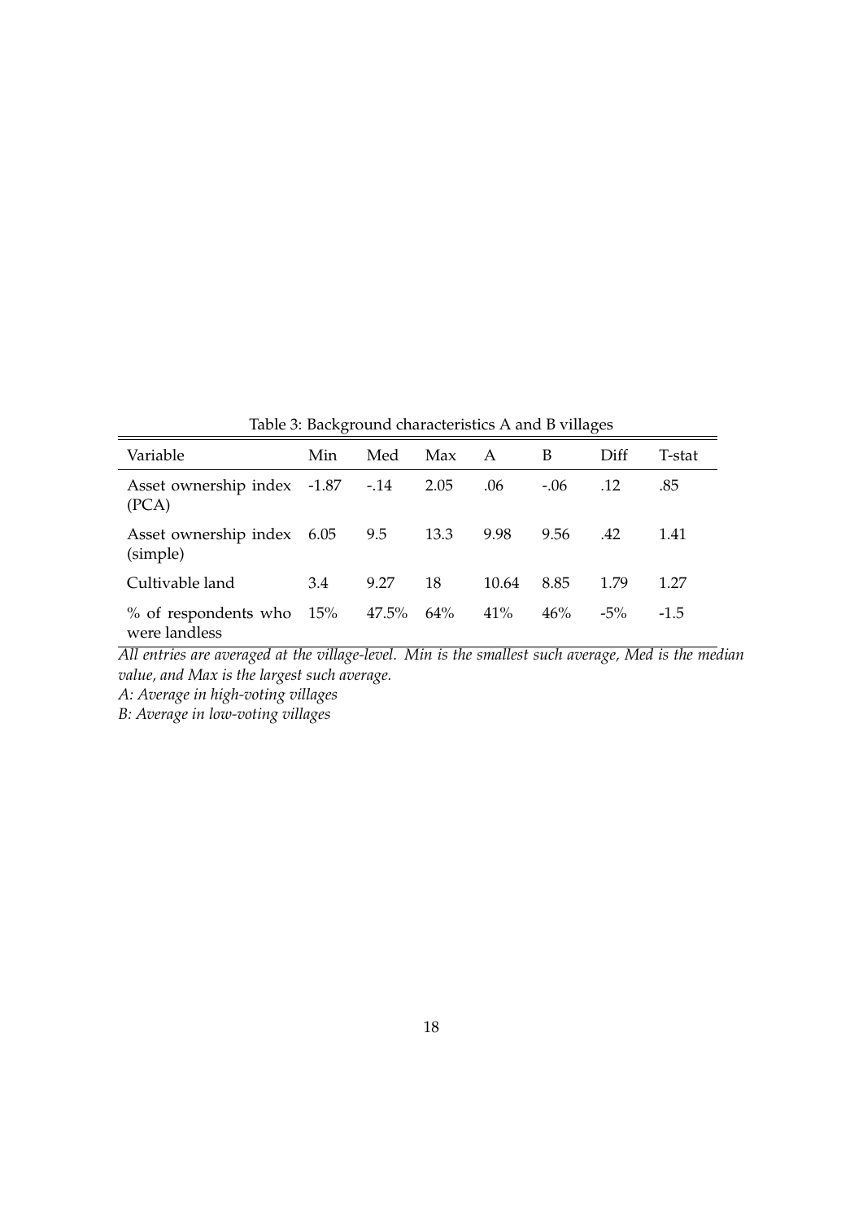Table 3: Background characteristics A and B villages

| Variable | Min | Med | Max | A | B | Diff | T-stat |
|---|---|---|---|---|---|---|---|
| Asset ownership index (PCA) | -1.87 | -.14 | 2.05 | .06 | -.06 | .12 | .85 |
| Asset ownership index (simple) | 6.05 | 9.5 | 13.3 | 9.98 | 9.56 | .42 | 1.41 |
| Cultivable land | 3.4 | 9.27 | 18 | 10.64 | 8.85 | 1.79 | 1.27 |
| % of respondents who were landless | 15% | 47.5% | 64% | 41% | 46% | -5% | -1.5 |

*All entries are averaged at the village-level. Min is the smallest such average, Med is the median value, and Max is the largest such average.*

*A: Average in high-voting villages*

*B: Average in low-voting villages*